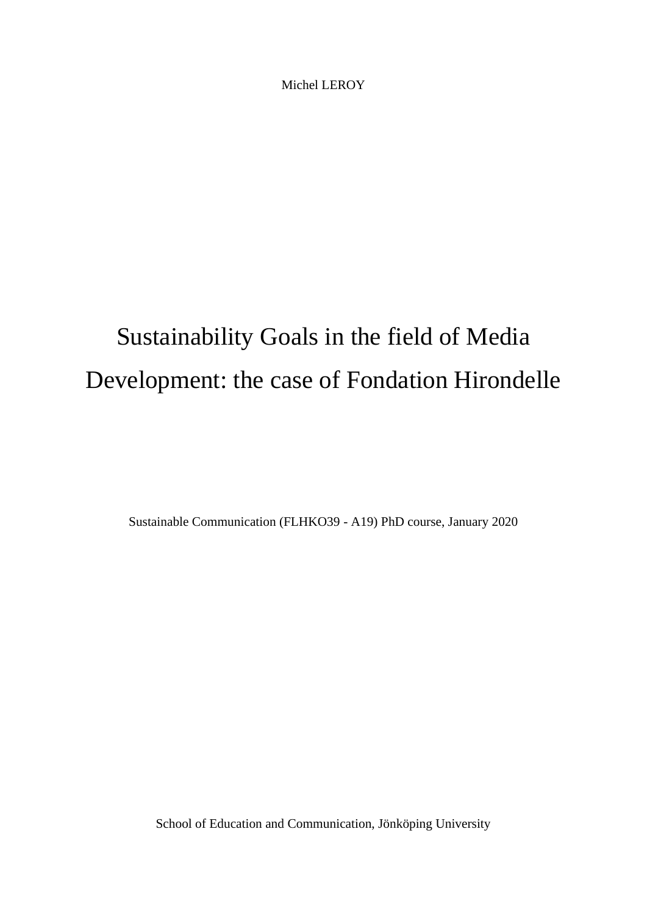Michel LEROY

# Sustainability Goals in the field of Media Development: the case of Fondation Hirondelle

Sustainable Communication (FLHKO39 - A19) PhD course, January 2020

School of Education and Communication, Jönköping University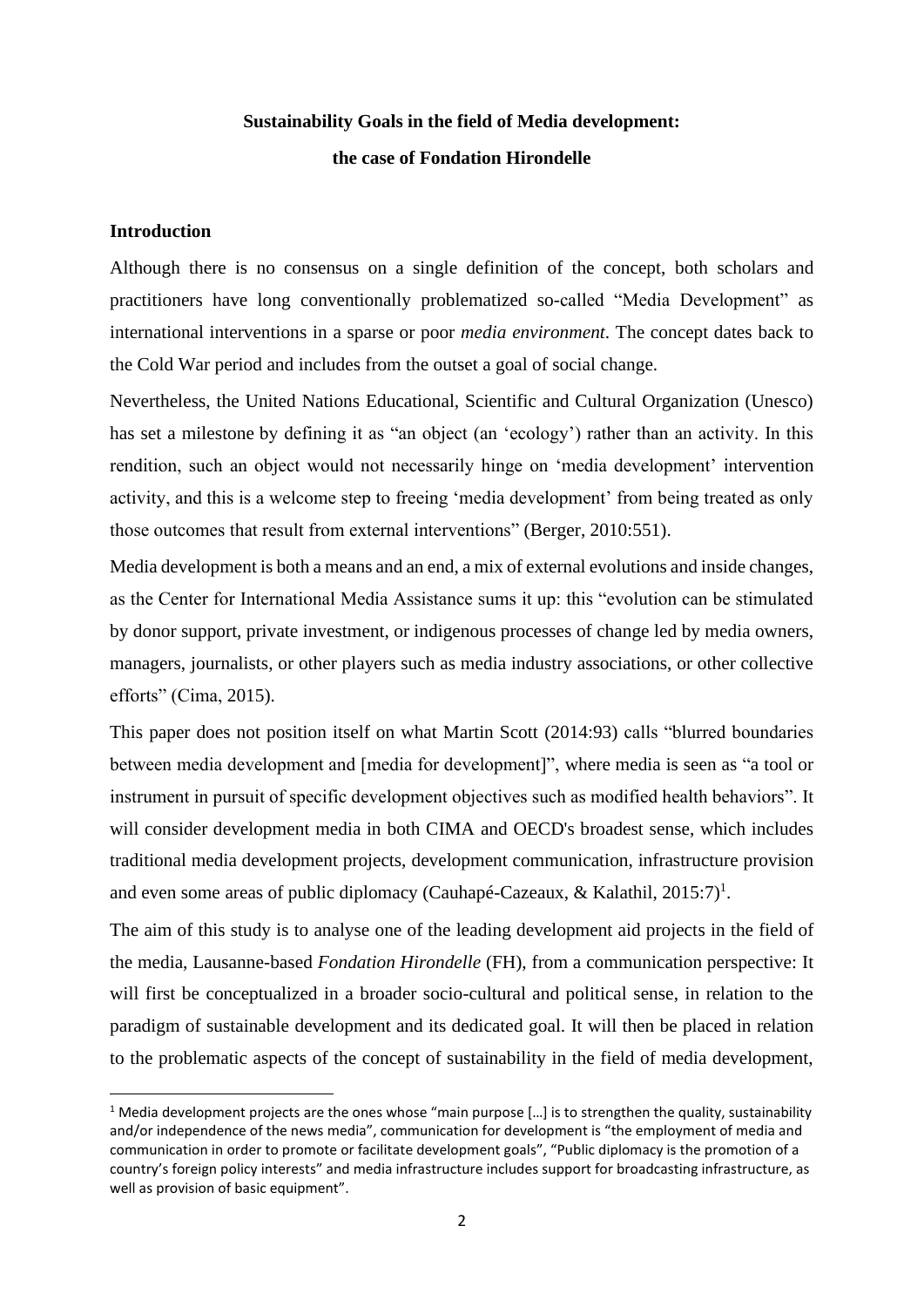**Sustainability Goals in the field of Media development:**

**the case of Fondation Hirondelle**

## Introduction

Although there is no consensus on a single definition of the concept, both scholars and practitioners have long conventionally problematized so-called "Media Development" as international interventions in a sparse or poor *media environment*. The concept dates back to the Cold War period and includes from the outset a goal of social change.

Nevertheless, the United Nations Educational, Scientific and Cultural Organization (Unesco) has set a milestone by defining it as "an object (an 'ecology') rather than an activity. In this rendition, such an object would not necessarily hinge on 'media development' intervention activity, and this is a welcome step to freeing 'media development' from being treated as only those outcomes that result from external interventions" (Berger, 2010:551).

Media development is both a means and an end, a mix of external evolutions and inside changes, as the Center for International Media Assistance sums it up: this "evolution can be stimulated by donor support, private investment, or indigenous processes of change led by media owners, managers, journalists, or other players such as media industry associations, or other collective efforts" (Cima, 2015).

This paper does not position itself on what Martin Scott (2014:93) calls "blurred boundaries between media development and [media for development]", where media is seen as "a tool or instrument in pursuit of specific development objectives such as modified health behaviors". It will consider development media in both CIMA and OECD's broadest sense, which includes traditional media development projects, development communication, infrastructure provision and even some areas of public diplomacy (Cauhapé-Cazeaux, & Kalathil, 2015:7)[1].

The aim of this study is to analyse one of the leading development aid projects in the field of the media, Lausanne-based *Fondation Hirondelle* (FH), from a communication perspective: It will first be conceptualized in a broader socio-cultural and political sense, in relation to the paradigm of sustainable development and its dedicated goal. It will then be placed in relation to the problematic aspects of the concept of sustainability in the field of media development,

[1] Media development projects are the ones whose "main purpose […] is to strengthen the quality, sustainability and/or independence of the news media", communication for development is "the employment of media and communication in order to promote or facilitate development goals", "Public diplomacy is the promotion of a country's foreign policy interests" and media infrastructure includes support for broadcasting infrastructure, as well as provision of basic equipment".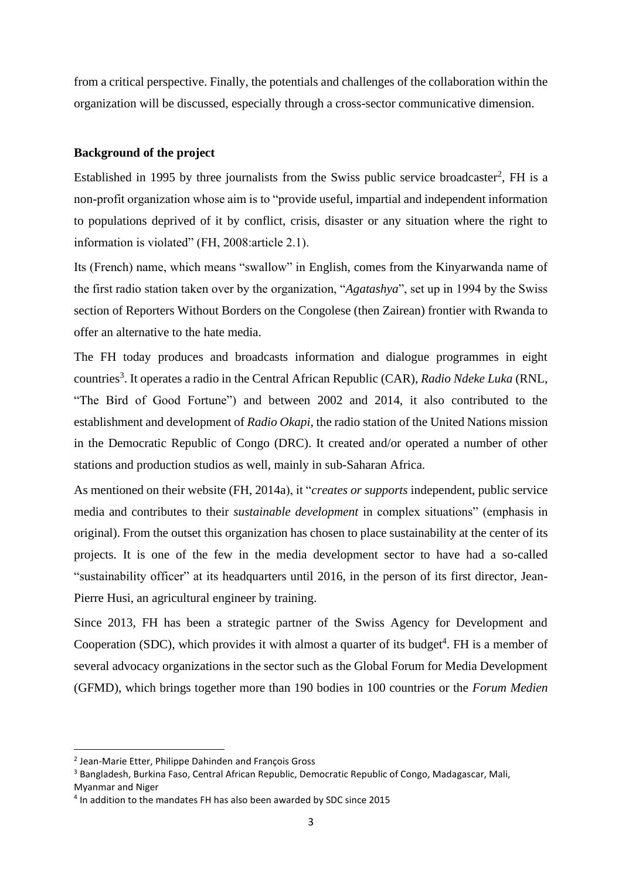from a critical perspective. Finally, the potentials and challenges of the collaboration within the organization will be discussed, especially through a cross-sector communicative dimension.

**Background of the project**

Established in 1995 by three journalists from the Swiss public service broadcaster[2], FH is a non-profit organization whose aim is to "provide useful, impartial and independent information to populations deprived of it by conflict, crisis, disaster or any situation where the right to information is violated" (FH, 2008:article 2.1).

Its (French) name, which means "swallow" in English, comes from the Kinyarwanda name of the first radio station taken over by the organization, "*Agatashya*", set up in 1994 by the Swiss section of Reporters Without Borders on the Congolese (then Zairean) frontier with Rwanda to offer an alternative to the hate media.

The FH today produces and broadcasts information and dialogue programmes in eight countries[3]. It operates a radio in the Central African Republic (CAR), *Radio Ndeke Luka* (RNL, "The Bird of Good Fortune") and between 2002 and 2014, it also contributed to the establishment and development of *Radio Okapi*, the radio station of the United Nations mission in the Democratic Republic of Congo (DRC). It created and/or operated a number of other stations and production studios as well, mainly in sub-Saharan Africa.

As mentioned on their website (FH, 2014a), it "*creates or supports* independent, public service media and contributes to their *sustainable development* in complex situations" (emphasis in original). From the outset this organization has chosen to place sustainability at the center of its projects. It is one of the few in the media development sector to have had a so-called "sustainability officer" at its headquarters until 2016, in the person of its first director, Jean-Pierre Husi, an agricultural engineer by training.

Since 2013, FH has been a strategic partner of the Swiss Agency for Development and Cooperation (SDC), which provides it with almost a quarter of its budget[4]. FH is a member of several advocacy organizations in the sector such as the Global Forum for Media Development (GFMD), which brings together more than 190 bodies in 100 countries or the *Forum Medien*

---

[2] Jean-Marie Etter, Philippe Dahinden and François Gross

[3] Bangladesh, Burkina Faso, Central African Republic, Democratic Republic of Congo, Madagascar, Mali, Myanmar and Niger

[4] In addition to the mandates FH has also been awarded by SDC since 2015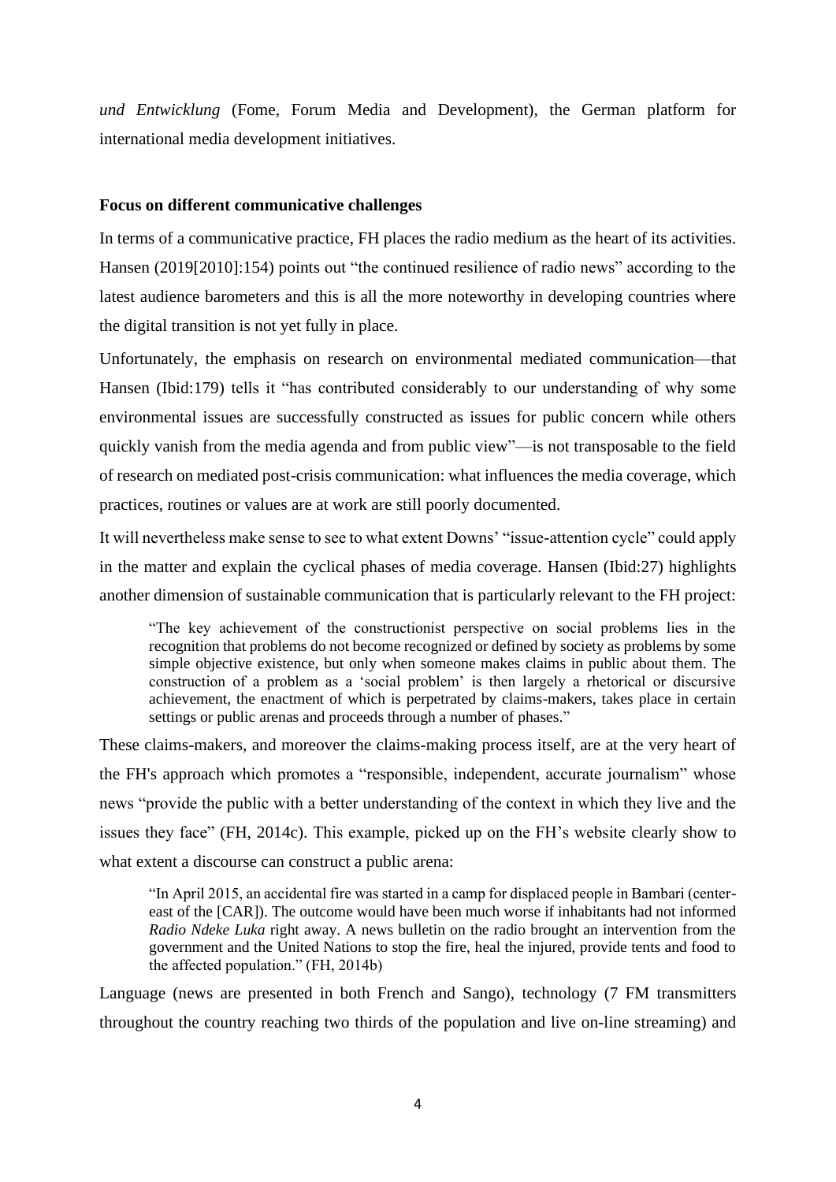*und Entwicklung* (Fome, Forum Media and Development), the German platform for international media development initiatives.

**Focus on different communicative challenges**

In terms of a communicative practice, FH places the radio medium as the heart of its activities. Hansen (2019[2010]:154) points out "the continued resilience of radio news" according to the latest audience barometers and this is all the more noteworthy in developing countries where the digital transition is not yet fully in place.

Unfortunately, the emphasis on research on environmental mediated communication—that Hansen (Ibid:179) tells it "has contributed considerably to our understanding of why some environmental issues are successfully constructed as issues for public concern while others quickly vanish from the media agenda and from public view"—is not transposable to the field of research on mediated post-crisis communication: what influences the media coverage, which practices, routines or values are at work are still poorly documented.

It will nevertheless make sense to see to what extent Downs' "issue-attention cycle" could apply in the matter and explain the cyclical phases of media coverage. Hansen (Ibid:27) highlights another dimension of sustainable communication that is particularly relevant to the FH project:

> "The key achievement of the constructionist perspective on social problems lies in the recognition that problems do not become recognized or defined by society as problems by some simple objective existence, but only when someone makes claims in public about them. The construction of a problem as a 'social problem' is then largely a rhetorical or discursive achievement, the enactment of which is perpetrated by claims-makers, takes place in certain settings or public arenas and proceeds through a number of phases."

These claims-makers, and moreover the claims-making process itself, are at the very heart of the FH's approach which promotes a "responsible, independent, accurate journalism" whose news "provide the public with a better understanding of the context in which they live and the issues they face" (FH, 2014c). This example, picked up on the FH's website clearly show to what extent a discourse can construct a public arena:

> "In April 2015, an accidental fire was started in a camp for displaced people in Bambari (center-east of the [CAR]). The outcome would have been much worse if inhabitants had not informed *Radio Ndeke Luka* right away. A news bulletin on the radio brought an intervention from the government and the United Nations to stop the fire, heal the injured, provide tents and food to the affected population." (FH, 2014b)

Language (news are presented in both French and Sango), technology (7 FM transmitters throughout the country reaching two thirds of the population and live on-line streaming) and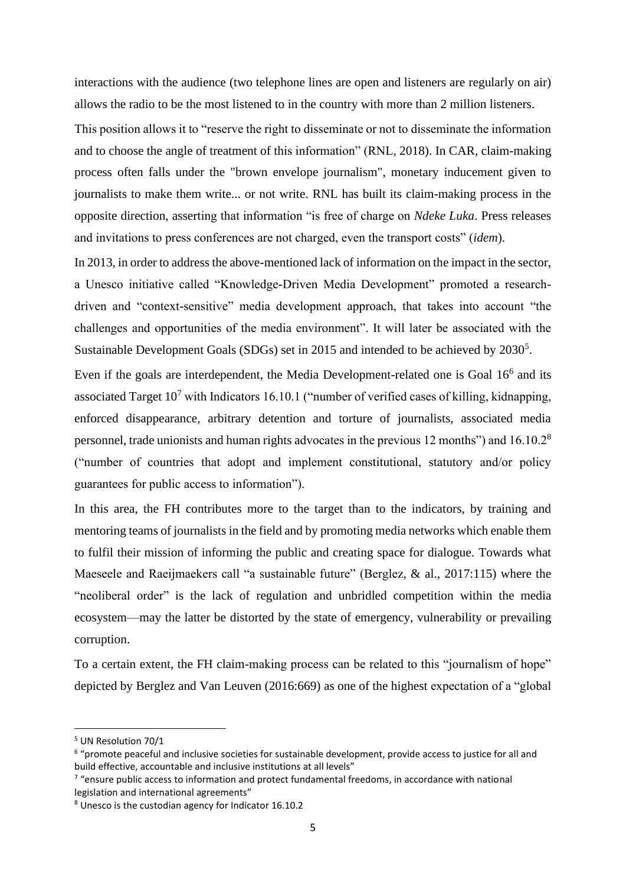interactions with the audience (two telephone lines are open and listeners are regularly on air) allows the radio to be the most listened to in the country with more than 2 million listeners.

This position allows it to "reserve the right to disseminate or not to disseminate the information and to choose the angle of treatment of this information" (RNL, 2018). In CAR, claim-making process often falls under the "brown envelope journalism", monetary inducement given to journalists to make them write... or not write. RNL has built its claim-making process in the opposite direction, asserting that information "is free of charge on *Ndeke Luka*. Press releases and invitations to press conferences are not charged, even the transport costs" (*idem*).

In 2013, in order to address the above-mentioned lack of information on the impact in the sector, a Unesco initiative called "Knowledge-Driven Media Development" promoted a research-driven and "context-sensitive" media development approach, that takes into account "the challenges and opportunities of the media environment". It will later be associated with the Sustainable Development Goals (SDGs) set in 2015 and intended to be achieved by 2030[5].

Even if the goals are interdependent, the Media Development-related one is Goal 16[6] and its associated Target 10[7] with Indicators 16.10.1 ("number of verified cases of killing, kidnapping, enforced disappearance, arbitrary detention and torture of journalists, associated media personnel, trade unionists and human rights advocates in the previous 12 months") and 16.10.2[8] ("number of countries that adopt and implement constitutional, statutory and/or policy guarantees for public access to information").

In this area, the FH contributes more to the target than to the indicators, by training and mentoring teams of journalists in the field and by promoting media networks which enable them to fulfil their mission of informing the public and creating space for dialogue. Towards what Maeseele and Raeijmaekers call "a sustainable future" (Berglez, & al., 2017:115) where the "neoliberal order" is the lack of regulation and unbridled competition within the media ecosystem—may the latter be distorted by the state of emergency, vulnerability or prevailing corruption.

To a certain extent, the FH claim-making process can be related to this "journalism of hope" depicted by Berglez and Van Leuven (2016:669) as one of the highest expectation of a "global

---

[5] UN Resolution 70/1

[6] "promote peaceful and inclusive societies for sustainable development, provide access to justice for all and build effective, accountable and inclusive institutions at all levels"

[7] "ensure public access to information and protect fundamental freedoms, in accordance with national legislation and international agreements"

[8] Unesco is the custodian agency for Indicator 16.10.2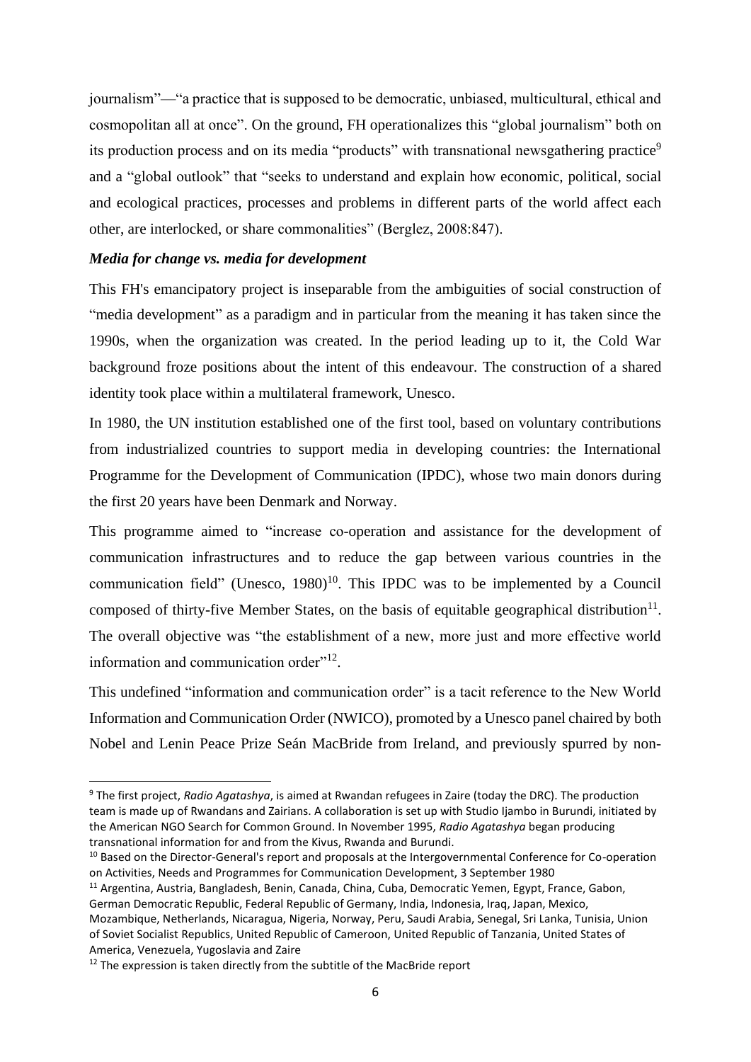journalism"—"a practice that is supposed to be democratic, unbiased, multicultural, ethical and cosmopolitan all at once". On the ground, FH operationalizes this "global journalism" both on its production process and on its media "products" with transnational newsgathering practice[9] and a "global outlook" that "seeks to understand and explain how economic, political, social and ecological practices, processes and problems in different parts of the world affect each other, are interlocked, or share commonalities" (Berglez, 2008:847).

### *Media for change vs. media for development*

This FH's emancipatory project is inseparable from the ambiguities of social construction of "media development" as a paradigm and in particular from the meaning it has taken since the 1990s, when the organization was created. In the period leading up to it, the Cold War background froze positions about the intent of this endeavour. The construction of a shared identity took place within a multilateral framework, Unesco.

In 1980, the UN institution established one of the first tool, based on voluntary contributions from industrialized countries to support media in developing countries: the International Programme for the Development of Communication (IPDC), whose two main donors during the first 20 years have been Denmark and Norway.

This programme aimed to "increase co-operation and assistance for the development of communication infrastructures and to reduce the gap between various countries in the communication field" (Unesco, 1980)[10]. This IPDC was to be implemented by a Council composed of thirty-five Member States, on the basis of equitable geographical distribution[11]. The overall objective was "the establishment of a new, more just and more effective world information and communication order"[12].

This undefined "information and communication order" is a tacit reference to the New World Information and Communication Order (NWICO), promoted by a Unesco panel chaired by both Nobel and Lenin Peace Prize Seán MacBride from Ireland, and previously spurred by non-

---

[9] The first project, *Radio Agatashya*, is aimed at Rwandan refugees in Zaire (today the DRC). The production team is made up of Rwandans and Zairians. A collaboration is set up with Studio Ijambo in Burundi, initiated by the American NGO Search for Common Ground. In November 1995, *Radio Agatashya* began producing transnational information for and from the Kivus, Rwanda and Burundi.

[10] Based on the Director-General's report and proposals at the Intergovernmental Conference for Co-operation on Activities, Needs and Programmes for Communication Development, 3 September 1980

[11] Argentina, Austria, Bangladesh, Benin, Canada, China, Cuba, Democratic Yemen, Egypt, France, Gabon, German Democratic Republic, Federal Republic of Germany, India, Indonesia, Iraq, Japan, Mexico, Mozambique, Netherlands, Nicaragua, Nigeria, Norway, Peru, Saudi Arabia, Senegal, Sri Lanka, Tunisia, Union of Soviet Socialist Republics, United Republic of Cameroon, United Republic of Tanzania, United States of America, Venezuela, Yugoslavia and Zaire

[12] The expression is taken directly from the subtitle of the MacBride report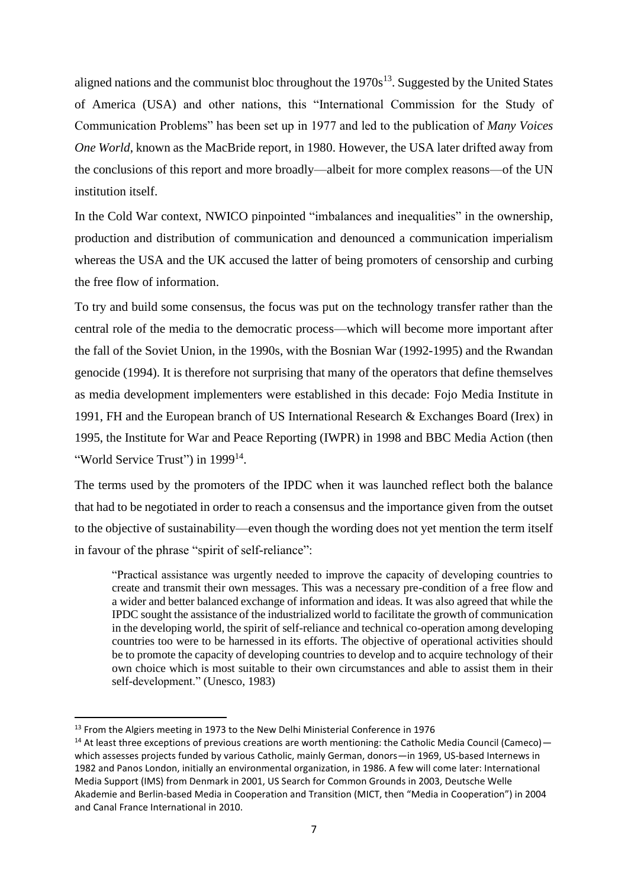aligned nations and the communist bloc throughout the 1970s[13]. Suggested by the United States of America (USA) and other nations, this "International Commission for the Study of Communication Problems" has been set up in 1977 and led to the publication of *Many Voices One World*, known as the MacBride report, in 1980. However, the USA later drifted away from the conclusions of this report and more broadly—albeit for more complex reasons—of the UN institution itself.

In the Cold War context, NWICO pinpointed "imbalances and inequalities" in the ownership, production and distribution of communication and denounced a communication imperialism whereas the USA and the UK accused the latter of being promoters of censorship and curbing the free flow of information.

To try and build some consensus, the focus was put on the technology transfer rather than the central role of the media to the democratic process—which will become more important after the fall of the Soviet Union, in the 1990s, with the Bosnian War (1992-1995) and the Rwandan genocide (1994). It is therefore not surprising that many of the operators that define themselves as media development implementers were established in this decade: Fojo Media Institute in 1991, FH and the European branch of US International Research & Exchanges Board (Irex) in 1995, the Institute for War and Peace Reporting (IWPR) in 1998 and BBC Media Action (then "World Service Trust") in 1999[14].

The terms used by the promoters of the IPDC when it was launched reflect both the balance that had to be negotiated in order to reach a consensus and the importance given from the outset to the objective of sustainability—even though the wording does not yet mention the term itself in favour of the phrase "spirit of self-reliance":

> "Practical assistance was urgently needed to improve the capacity of developing countries to create and transmit their own messages. This was a necessary pre-condition of a free flow and a wider and better balanced exchange of information and ideas. It was also agreed that while the IPDC sought the assistance of the industrialized world to facilitate the growth of communication in the developing world, the spirit of self-reliance and technical co-operation among developing countries too were to be harnessed in its efforts. The objective of operational activities should be to promote the capacity of developing countries to develop and to acquire technology of their own choice which is most suitable to their own circumstances and able to assist them in their self-development." (Unesco, 1983)

[13] From the Algiers meeting in 1973 to the New Delhi Ministerial Conference in 1976

[14] At least three exceptions of previous creations are worth mentioning: the Catholic Media Council (Cameco)—which assesses projects funded by various Catholic, mainly German, donors—in 1969, US-based Internews in 1982 and Panos London, initially an environmental organization, in 1986. A few will come later: International Media Support (IMS) from Denmark in 2001, US Search for Common Grounds in 2003, Deutsche Welle Akademie and Berlin-based Media in Cooperation and Transition (MICT, then "Media in Cooperation") in 2004 and Canal France International in 2010.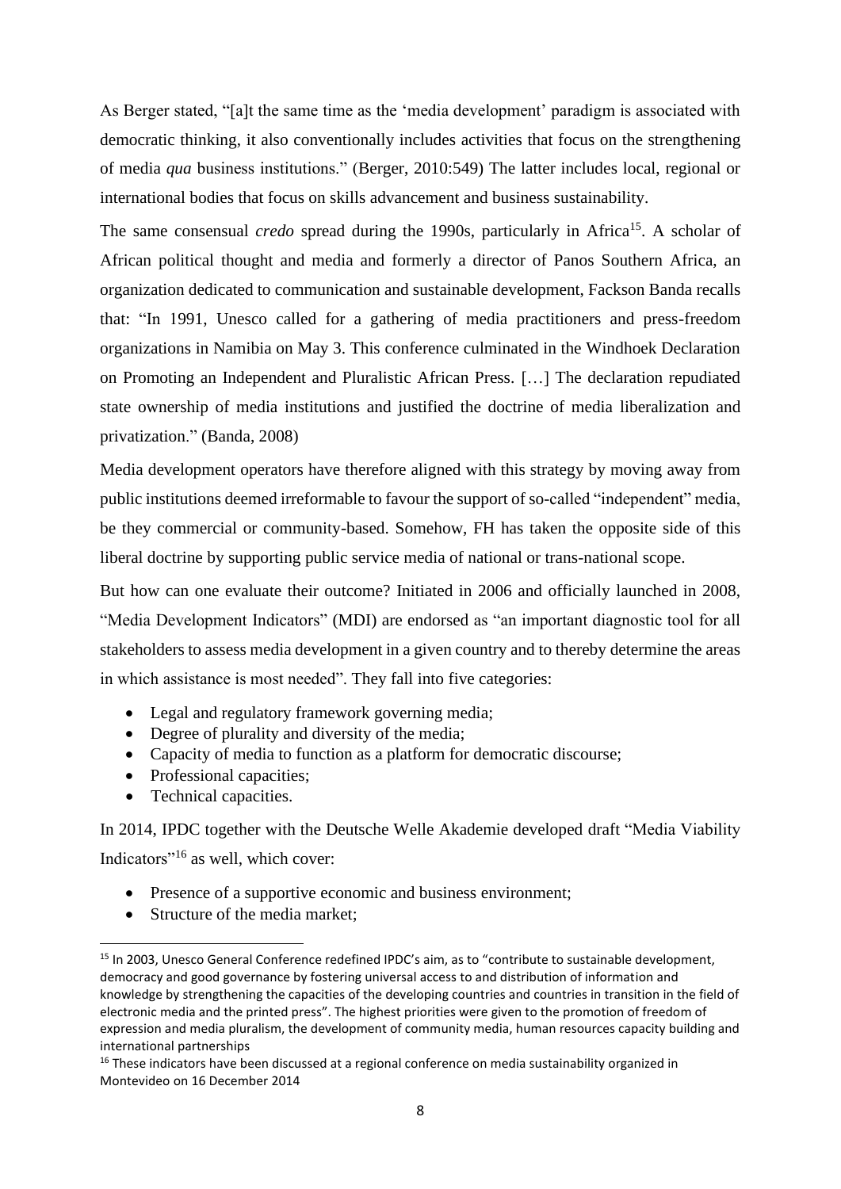As Berger stated, "[a]t the same time as the 'media development' paradigm is associated with democratic thinking, it also conventionally includes activities that focus on the strengthening of media *qua* business institutions." (Berger, 2010:549) The latter includes local, regional or international bodies that focus on skills advancement and business sustainability.

The same consensual *credo* spread during the 1990s, particularly in Africa[15]. A scholar of African political thought and media and formerly a director of Panos Southern Africa, an organization dedicated to communication and sustainable development, Fackson Banda recalls that: "In 1991, Unesco called for a gathering of media practitioners and press-freedom organizations in Namibia on May 3. This conference culminated in the Windhoek Declaration on Promoting an Independent and Pluralistic African Press. […] The declaration repudiated state ownership of media institutions and justified the doctrine of media liberalization and privatization." (Banda, 2008)

Media development operators have therefore aligned with this strategy by moving away from public institutions deemed irreformable to favour the support of so-called "independent" media, be they commercial or community-based. Somehow, FH has taken the opposite side of this liberal doctrine by supporting public service media of national or trans-national scope.

But how can one evaluate their outcome? Initiated in 2006 and officially launched in 2008, "Media Development Indicators" (MDI) are endorsed as "an important diagnostic tool for all stakeholders to assess media development in a given country and to thereby determine the areas in which assistance is most needed". They fall into five categories:

- Legal and regulatory framework governing media;
- Degree of plurality and diversity of the media;
- Capacity of media to function as a platform for democratic discourse;
- Professional capacities;
- Technical capacities.

In 2014, IPDC together with the Deutsche Welle Akademie developed draft "Media Viability Indicators"[16] as well, which cover:

- Presence of a supportive economic and business environment;
- Structure of the media market;

---

[15] In 2003, Unesco General Conference redefined IPDC's aim, as to "contribute to sustainable development, democracy and good governance by fostering universal access to and distribution of information and knowledge by strengthening the capacities of the developing countries and countries in transition in the field of electronic media and the printed press". The highest priorities were given to the promotion of freedom of expression and media pluralism, the development of community media, human resources capacity building and international partnerships

[16] These indicators have been discussed at a regional conference on media sustainability organized in Montevideo on 16 December 2014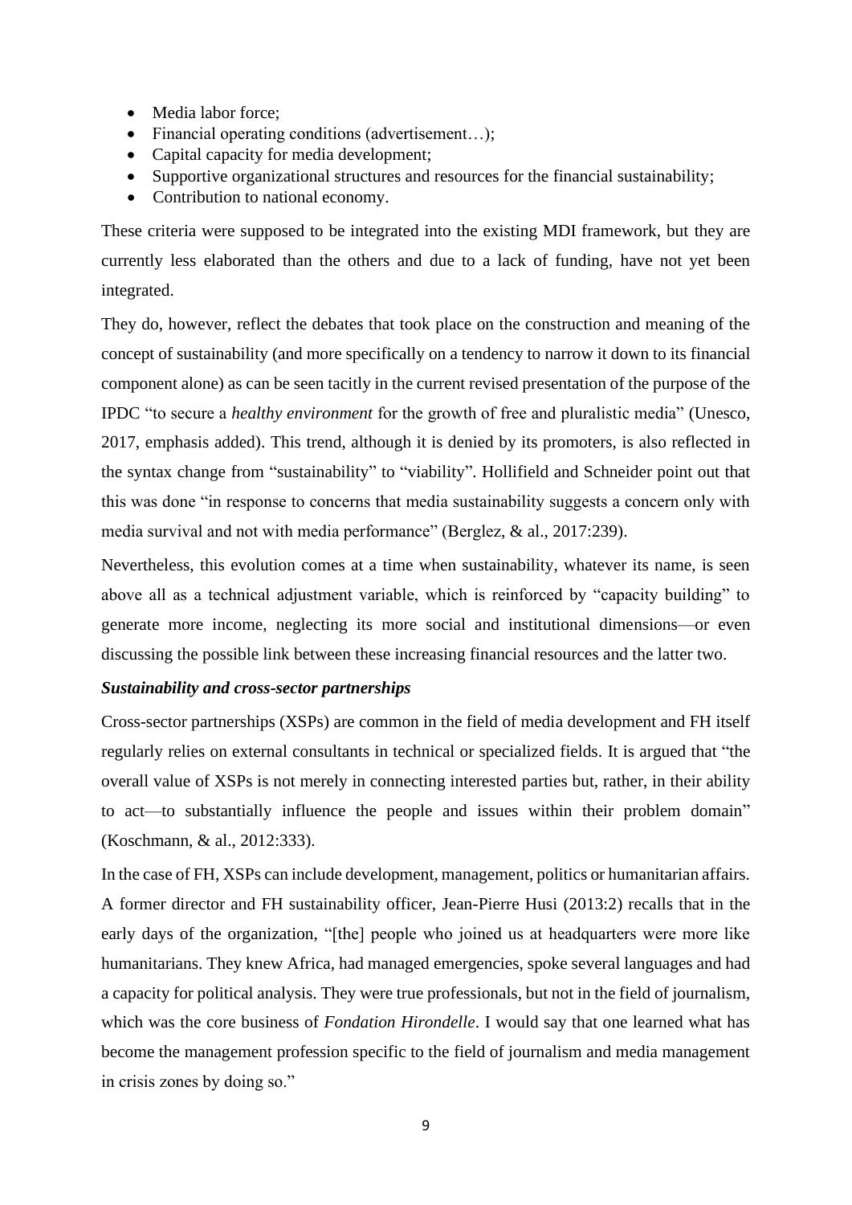- Media labor force;
- Financial operating conditions (advertisement…);
- Capital capacity for media development;
- Supportive organizational structures and resources for the financial sustainability;
- Contribution to national economy.

These criteria were supposed to be integrated into the existing MDI framework, but they are currently less elaborated than the others and due to a lack of funding, have not yet been integrated.

They do, however, reflect the debates that took place on the construction and meaning of the concept of sustainability (and more specifically on a tendency to narrow it down to its financial component alone) as can be seen tacitly in the current revised presentation of the purpose of the IPDC "to secure a *healthy environment* for the growth of free and pluralistic media" (Unesco, 2017, emphasis added). This trend, although it is denied by its promoters, is also reflected in the syntax change from "sustainability" to "viability". Hollifield and Schneider point out that this was done "in response to concerns that media sustainability suggests a concern only with media survival and not with media performance" (Berglez, & al., 2017:239).

Nevertheless, this evolution comes at a time when sustainability, whatever its name, is seen above all as a technical adjustment variable, which is reinforced by "capacity building" to generate more income, neglecting its more social and institutional dimensions—or even discussing the possible link between these increasing financial resources and the latter two.

***Sustainability and cross-sector partnerships***

Cross-sector partnerships (XSPs) are common in the field of media development and FH itself regularly relies on external consultants in technical or specialized fields. It is argued that "the overall value of XSPs is not merely in connecting interested parties but, rather, in their ability to act—to substantially influence the people and issues within their problem domain" (Koschmann, & al., 2012:333).

In the case of FH, XSPs can include development, management, politics or humanitarian affairs. A former director and FH sustainability officer, Jean-Pierre Husi (2013:2) recalls that in the early days of the organization, "[the] people who joined us at headquarters were more like humanitarians. They knew Africa, had managed emergencies, spoke several languages and had a capacity for political analysis. They were true professionals, but not in the field of journalism, which was the core business of *Fondation Hirondelle*. I would say that one learned what has become the management profession specific to the field of journalism and media management in crisis zones by doing so."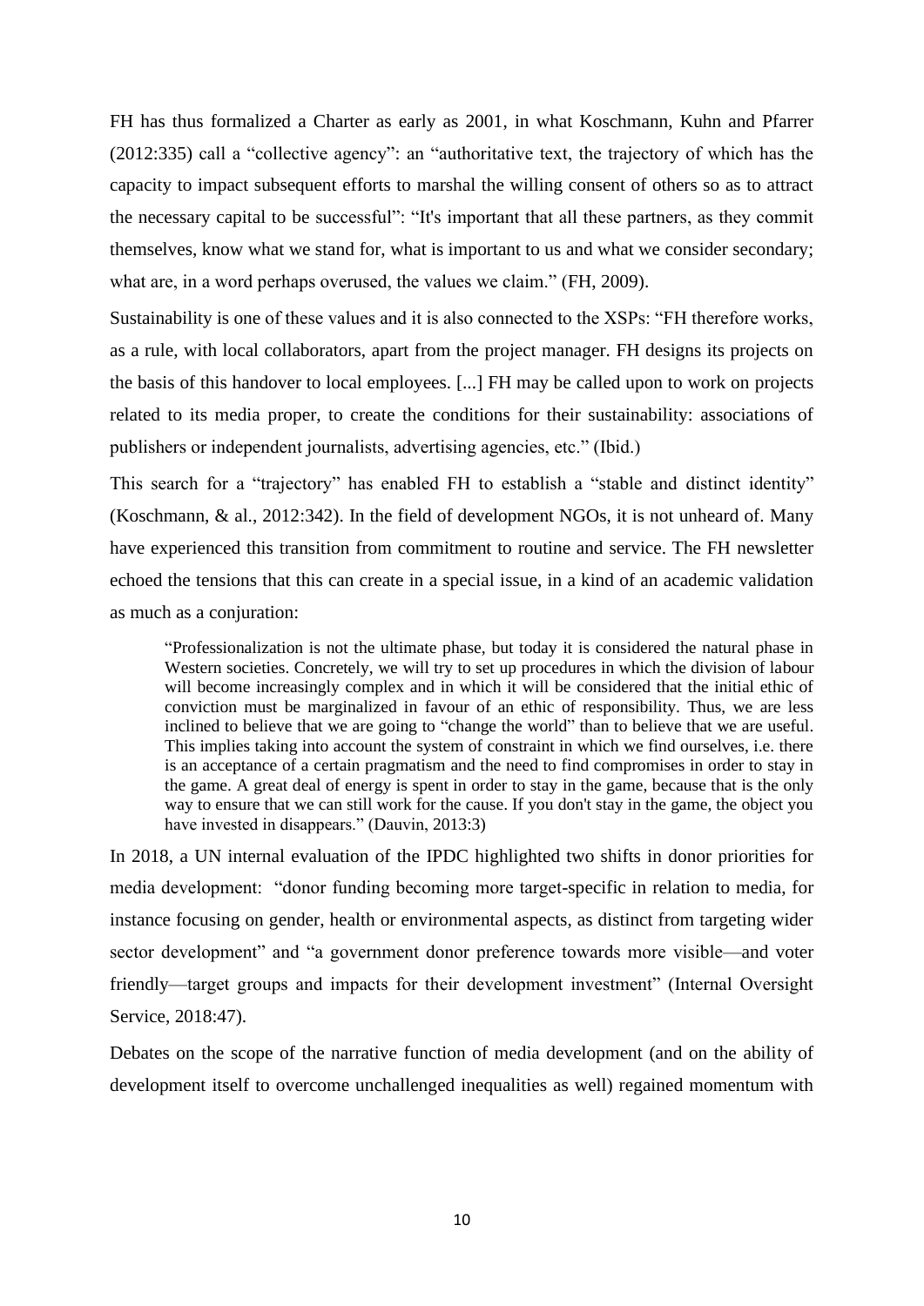FH has thus formalized a Charter as early as 2001, in what Koschmann, Kuhn and Pfarrer (2012:335) call a "collective agency": an "authoritative text, the trajectory of which has the capacity to impact subsequent efforts to marshal the willing consent of others so as to attract the necessary capital to be successful": "It's important that all these partners, as they commit themselves, know what we stand for, what is important to us and what we consider secondary; what are, in a word perhaps overused, the values we claim." (FH, 2009).

Sustainability is one of these values and it is also connected to the XSPs: "FH therefore works, as a rule, with local collaborators, apart from the project manager. FH designs its projects on the basis of this handover to local employees. [...] FH may be called upon to work on projects related to its media proper, to create the conditions for their sustainability: associations of publishers or independent journalists, advertising agencies, etc." (Ibid.)

This search for a "trajectory" has enabled FH to establish a "stable and distinct identity" (Koschmann, & al., 2012:342). In the field of development NGOs, it is not unheard of. Many have experienced this transition from commitment to routine and service. The FH newsletter echoed the tensions that this can create in a special issue, in a kind of an academic validation as much as a conjuration:

> "Professionalization is not the ultimate phase, but today it is considered the natural phase in Western societies. Concretely, we will try to set up procedures in which the division of labour will become increasingly complex and in which it will be considered that the initial ethic of conviction must be marginalized in favour of an ethic of responsibility. Thus, we are less inclined to believe that we are going to "change the world" than to believe that we are useful. This implies taking into account the system of constraint in which we find ourselves, i.e. there is an acceptance of a certain pragmatism and the need to find compromises in order to stay in the game. A great deal of energy is spent in order to stay in the game, because that is the only way to ensure that we can still work for the cause. If you don't stay in the game, the object you have invested in disappears." (Dauvin, 2013:3)

In 2018, a UN internal evaluation of the IPDC highlighted two shifts in donor priorities for media development: "donor funding becoming more target-specific in relation to media, for instance focusing on gender, health or environmental aspects, as distinct from targeting wider sector development" and "a government donor preference towards more visible—and voter friendly—target groups and impacts for their development investment" (Internal Oversight Service, 2018:47).

Debates on the scope of the narrative function of media development (and on the ability of development itself to overcome unchallenged inequalities as well) regained momentum with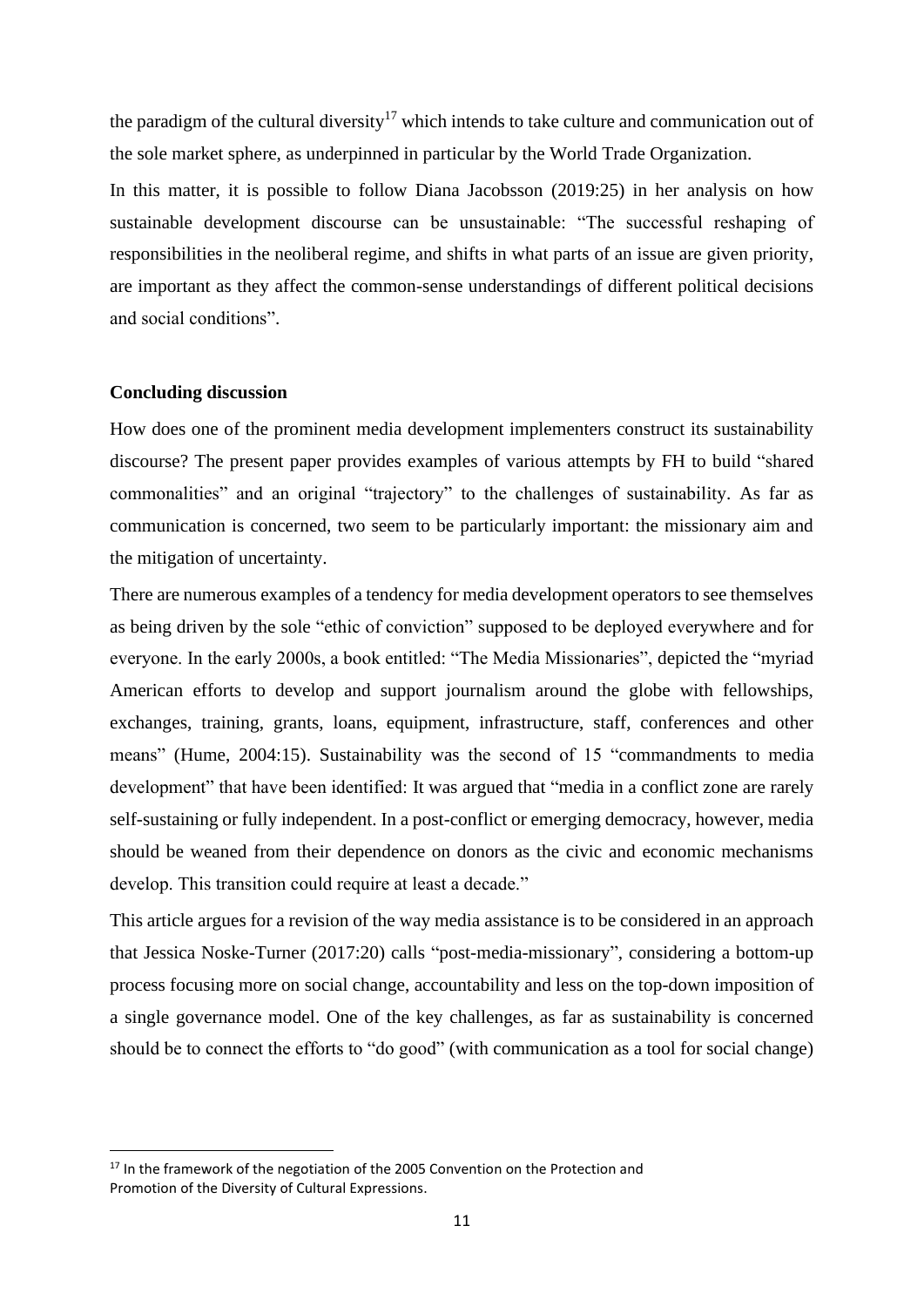the paradigm of the cultural diversity[17] which intends to take culture and communication out of the sole market sphere, as underpinned in particular by the World Trade Organization.

In this matter, it is possible to follow Diana Jacobsson (2019:25) in her analysis on how sustainable development discourse can be unsustainable: "The successful reshaping of responsibilities in the neoliberal regime, and shifts in what parts of an issue are given priority, are important as they affect the common-sense understandings of different political decisions and social conditions".

**Concluding discussion**

How does one of the prominent media development implementers construct its sustainability discourse? The present paper provides examples of various attempts by FH to build "shared commonalities" and an original "trajectory" to the challenges of sustainability. As far as communication is concerned, two seem to be particularly important: the missionary aim and the mitigation of uncertainty.

There are numerous examples of a tendency for media development operators to see themselves as being driven by the sole "ethic of conviction" supposed to be deployed everywhere and for everyone. In the early 2000s, a book entitled: "The Media Missionaries", depicted the "myriad American efforts to develop and support journalism around the globe with fellowships, exchanges, training, grants, loans, equipment, infrastructure, staff, conferences and other means" (Hume, 2004:15). Sustainability was the second of 15 "commandments to media development" that have been identified: It was argued that "media in a conflict zone are rarely self-sustaining or fully independent. In a post-conflict or emerging democracy, however, media should be weaned from their dependence on donors as the civic and economic mechanisms develop. This transition could require at least a decade."

This article argues for a revision of the way media assistance is to be considered in an approach that Jessica Noske-Turner (2017:20) calls "post-media-missionary", considering a bottom-up process focusing more on social change, accountability and less on the top-down imposition of a single governance model. One of the key challenges, as far as sustainability is concerned should be to connect the efforts to "do good" (with communication as a tool for social change)

[17] In the framework of the negotiation of the 2005 Convention on the Protection and Promotion of the Diversity of Cultural Expressions.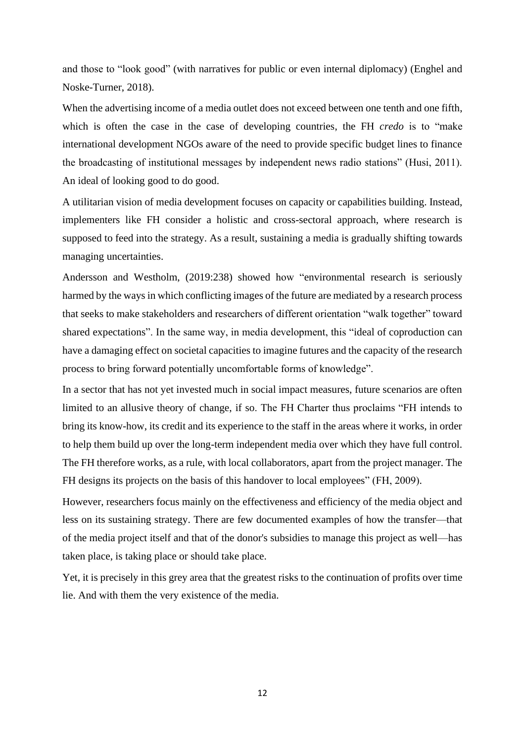and those to "look good" (with narratives for public or even internal diplomacy) (Enghel and Noske-Turner, 2018).

When the advertising income of a media outlet does not exceed between one tenth and one fifth, which is often the case in the case of developing countries, the FH *credo* is to "make international development NGOs aware of the need to provide specific budget lines to finance the broadcasting of institutional messages by independent news radio stations" (Husi, 2011). An ideal of looking good to do good.

A utilitarian vision of media development focuses on capacity or capabilities building. Instead, implementers like FH consider a holistic and cross-sectoral approach, where research is supposed to feed into the strategy. As a result, sustaining a media is gradually shifting towards managing uncertainties.

Andersson and Westholm, (2019:238) showed how "environmental research is seriously harmed by the ways in which conflicting images of the future are mediated by a research process that seeks to make stakeholders and researchers of different orientation "walk together" toward shared expectations". In the same way, in media development, this "ideal of coproduction can have a damaging effect on societal capacities to imagine futures and the capacity of the research process to bring forward potentially uncomfortable forms of knowledge".

In a sector that has not yet invested much in social impact measures, future scenarios are often limited to an allusive theory of change, if so. The FH Charter thus proclaims "FH intends to bring its know-how, its credit and its experience to the staff in the areas where it works, in order to help them build up over the long-term independent media over which they have full control. The FH therefore works, as a rule, with local collaborators, apart from the project manager. The FH designs its projects on the basis of this handover to local employees" (FH, 2009).

However, researchers focus mainly on the effectiveness and efficiency of the media object and less on its sustaining strategy. There are few documented examples of how the transfer—that of the media project itself and that of the donor's subsidies to manage this project as well—has taken place, is taking place or should take place.

Yet, it is precisely in this grey area that the greatest risks to the continuation of profits over time lie. And with them the very existence of the media.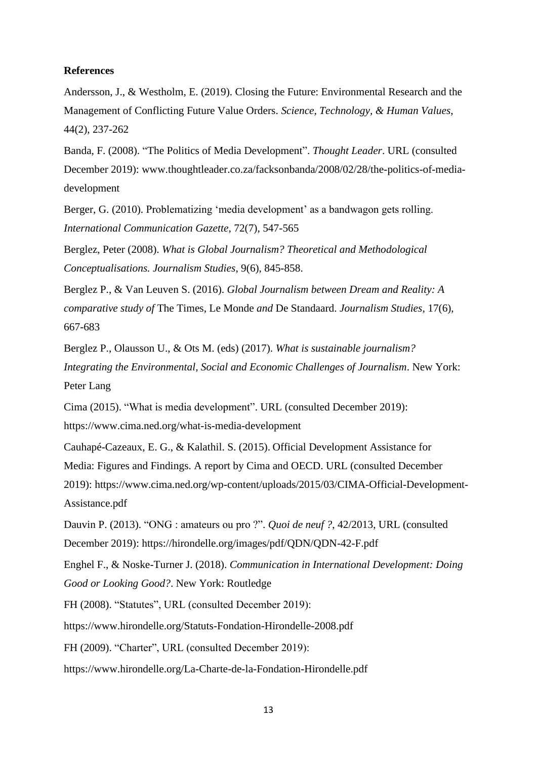**References**

Andersson, J., & Westholm, E. (2019). Closing the Future: Environmental Research and the Management of Conflicting Future Value Orders. *Science, Technology, & Human Values*, 44(2), 237-262

Banda, F. (2008). "The Politics of Media Development". *Thought Leader*. URL (consulted December 2019): www.thoughtleader.co.za/facksonbanda/2008/02/28/the-politics-of-media-development

Berger, G. (2010). Problematizing 'media development' as a bandwagon gets rolling. *International Communication Gazette*, 72(7), 547-565

Berglez, Peter (2008). *What is Global Journalism? Theoretical and Methodological Conceptualisations. Journalism Studies*, 9(6), 845-858.

Berglez P., & Van Leuven S. (2016). *Global Journalism between Dream and Reality: A comparative study of* The Times, Le Monde *and* De Standaard. *Journalism Studies*, 17(6), 667-683

Berglez P., Olausson U., & Ots M. (eds) (2017). *What is sustainable journalism? Integrating the Environmental, Social and Economic Challenges of Journalism*. New York: Peter Lang

Cima (2015). "What is media development". URL (consulted December 2019): https://www.cima.ned.org/what-is-media-development

Cauhapé-Cazeaux, E. G., & Kalathil. S. (2015). Official Development Assistance for Media: Figures and Findings. A report by Cima and OECD. URL (consulted December 2019): https://www.cima.ned.org/wp-content/uploads/2015/03/CIMA-Official-Development-Assistance.pdf

Dauvin P. (2013). "ONG : amateurs ou pro ?". *Quoi de neuf ?*, 42/2013, URL (consulted December 2019): https://hirondelle.org/images/pdf/QDN/QDN-42-F.pdf

Enghel F., & Noske-Turner J. (2018). *Communication in International Development: Doing Good or Looking Good?*. New York: Routledge

FH (2008). "Statutes", URL (consulted December 2019): https://www.hirondelle.org/Statuts-Fondation-Hirondelle-2008.pdf

FH (2009). "Charter", URL (consulted December 2019): https://www.hirondelle.org/La-Charte-de-la-Fondation-Hirondelle.pdf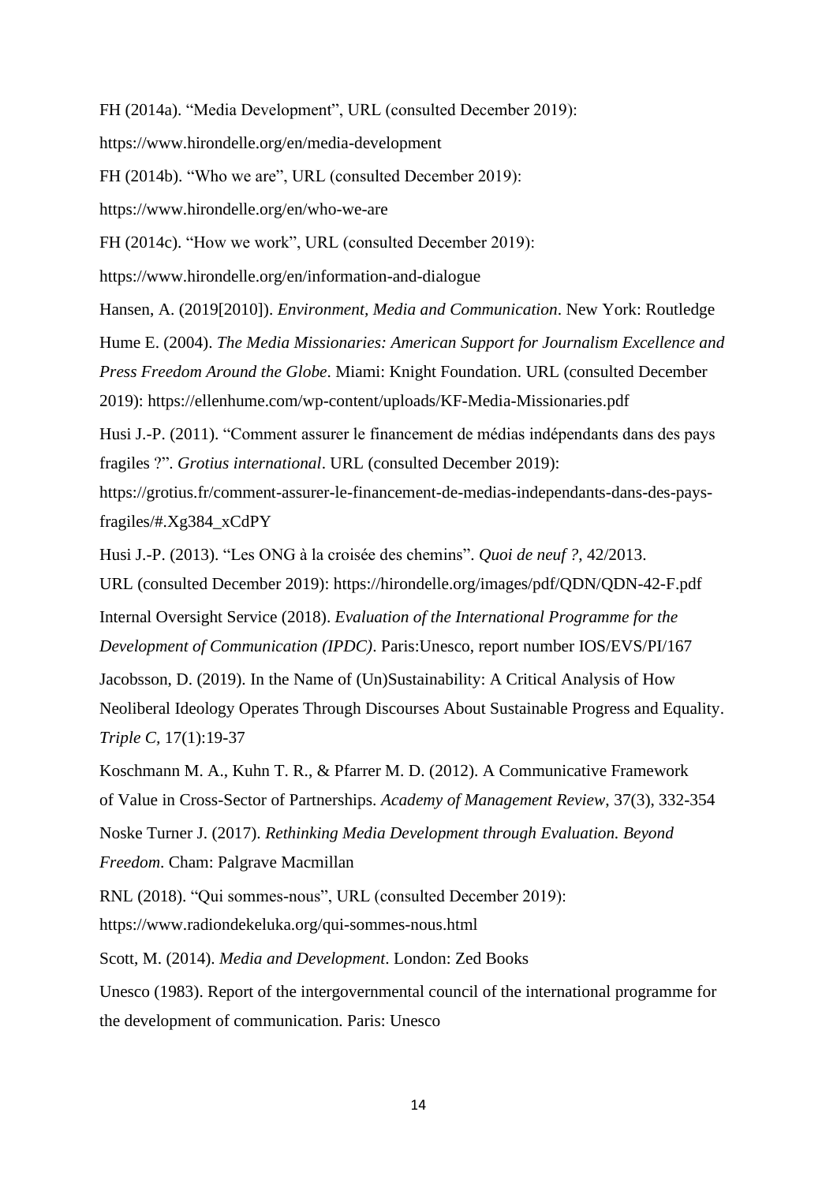FH (2014a). “Media Development”, URL (consulted December 2019):
https://www.hirondelle.org/en/media-development

FH (2014b). “Who we are”, URL (consulted December 2019):
https://www.hirondelle.org/en/who-we-are

FH (2014c). “How we work”, URL (consulted December 2019):
https://www.hirondelle.org/en/information-and-dialogue

Hansen, A. (2019[2010]). *Environment, Media and Communication*. New York: Routledge

Hume E. (2004). *The Media Missionaries: American Support for Journalism Excellence and Press Freedom Around the Globe*. Miami: Knight Foundation. URL (consulted December 2019): https://ellenhume.com/wp-content/uploads/KF-Media-Missionaries.pdf

Husi J.-P. (2011). “Comment assurer le financement de médias indépendants dans des pays fragiles ?”. *Grotius international*. URL (consulted December 2019):
https://grotius.fr/comment-assurer-le-financement-de-medias-independants-dans-des-pays-fragiles/#.Xg384_xCdPY

Husi J.-P. (2013). “Les ONG à la croisée des chemins”. *Quoi de neuf ?*, 42/2013.
URL (consulted December 2019): https://hirondelle.org/images/pdf/QDN/QDN-42-F.pdf

Internal Oversight Service (2018). *Evaluation of the International Programme for the Development of Communication (IPDC)*. Paris:Unesco, report number IOS/EVS/PI/167

Jacobsson, D. (2019). In the Name of (Un)Sustainability: A Critical Analysis of How Neoliberal Ideology Operates Through Discourses About Sustainable Progress and Equality. *Triple C*, 17(1):19-37

Koschmann M. A., Kuhn T. R., & Pfarrer M. D. (2012). A Communicative Framework of Value in Cross-Sector of Partnerships. *Academy of Management Review*, 37(3), 332-354

Noske Turner J. (2017). *Rethinking Media Development through Evaluation. Beyond Freedom*. Cham: Palgrave Macmillan

RNL (2018). “Qui sommes-nous”, URL (consulted December 2019):
https://www.radiondekeluka.org/qui-sommes-nous.html

Scott, M. (2014). *Media and Development*. London: Zed Books

Unesco (1983). Report of the intergovernmental council of the international programme for the development of communication. Paris: Unesco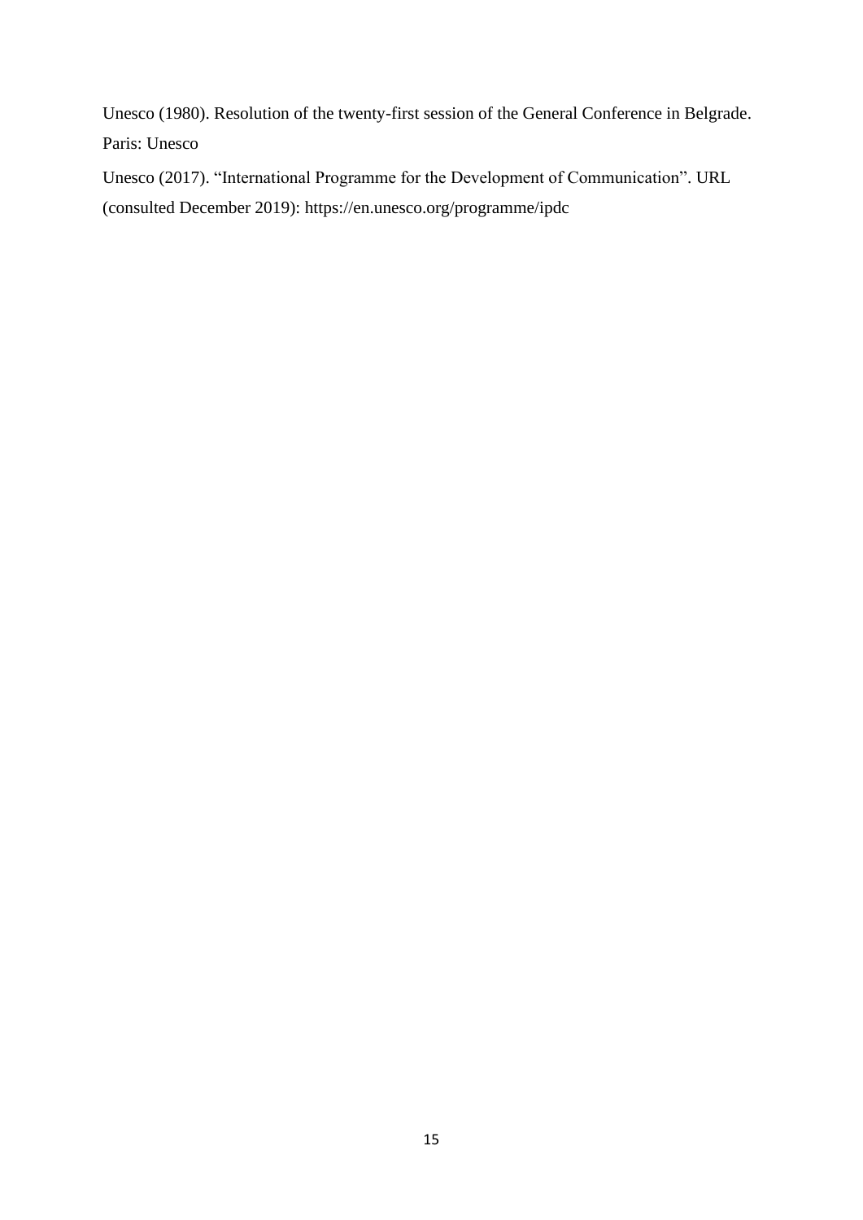Unesco (1980). Resolution of the twenty-first session of the General Conference in Belgrade. Paris: Unesco

Unesco (2017). "International Programme for the Development of Communication". URL (consulted December 2019): https://en.unesco.org/programme/ipdc